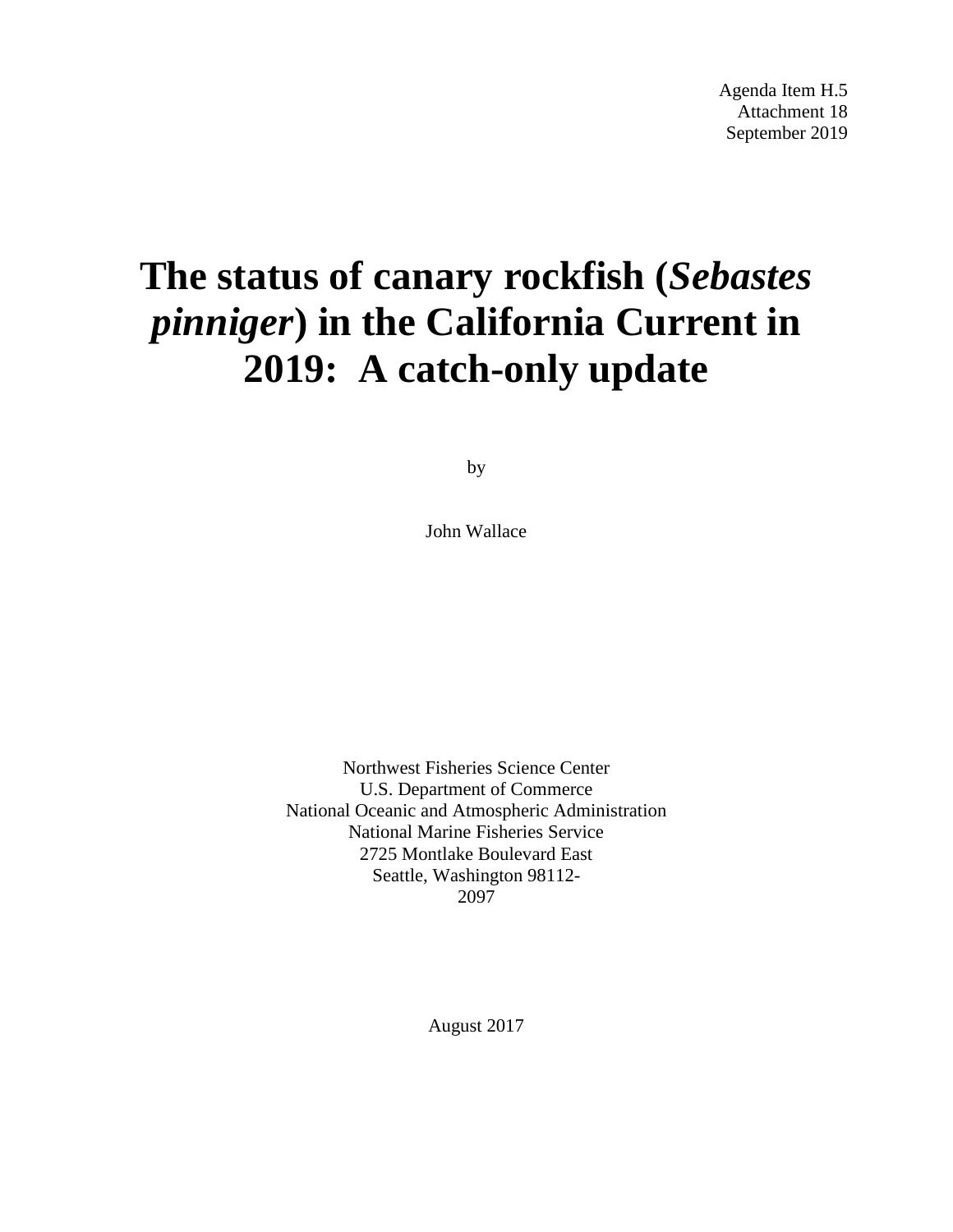Agenda Item H.5
Attachment 18
September 2019

# The status of canary rockfish (*Sebastes pinniger*) in the California Current in 2019: A catch-only update

by

John Wallace

Northwest Fisheries Science Center
U.S. Department of Commerce
National Oceanic and Atmospheric Administration
National Marine Fisheries Service
2725 Montlake Boulevard East
Seattle, Washington 98112-2097

August 2017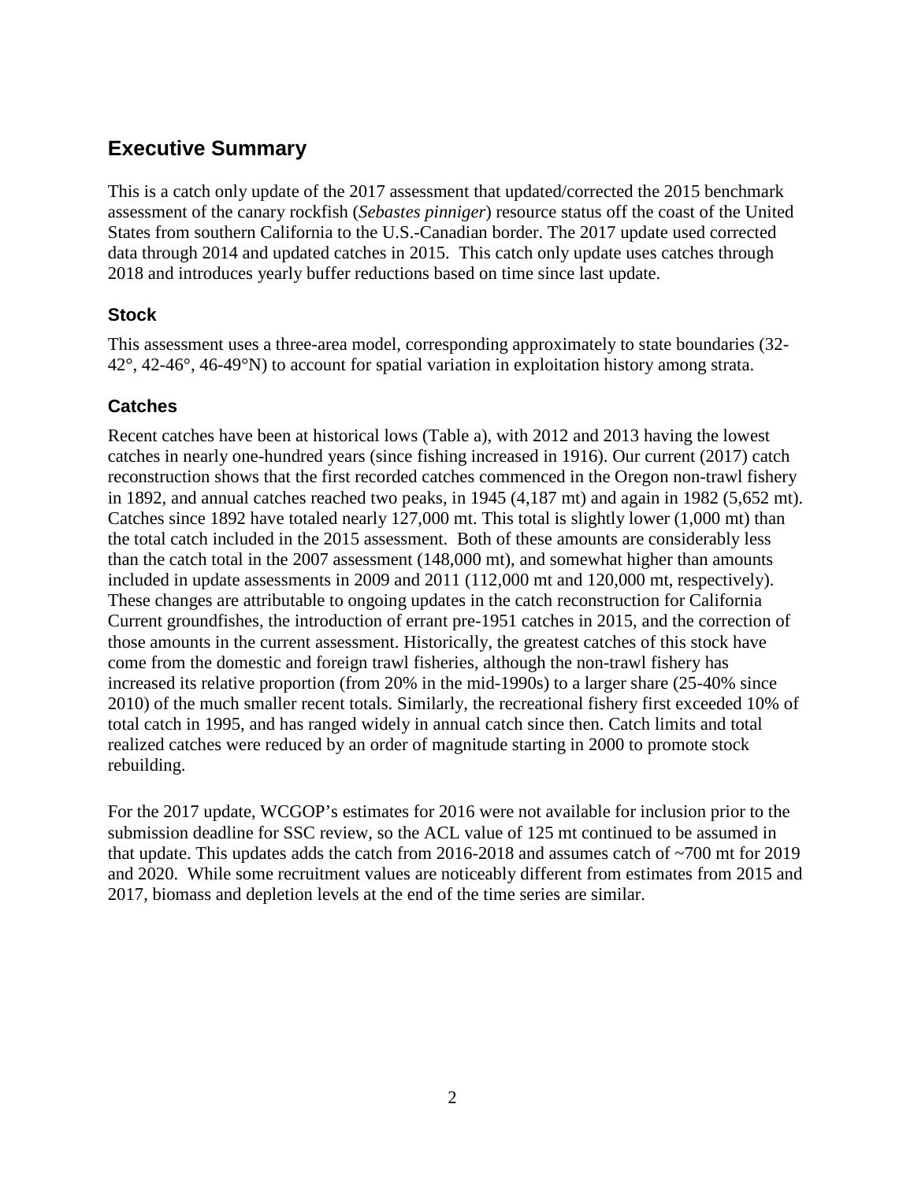# Executive Summary

This is a catch only update of the 2017 assessment that updated/corrected the 2015 benchmark assessment of the canary rockfish (*Sebastes pinniger*) resource status off the coast of the United States from southern California to the U.S.-Canadian border. The 2017 update used corrected data through 2014 and updated catches in 2015. This catch only update uses catches through 2018 and introduces yearly buffer reductions based on time since last update.

## Stock

This assessment uses a three-area model, corresponding approximately to state boundaries (32-42°, 42-46°, 46-49°N) to account for spatial variation in exploitation history among strata.

## Catches

Recent catches have been at historical lows (Table a), with 2012 and 2013 having the lowest catches in nearly one-hundred years (since fishing increased in 1916). Our current (2017) catch reconstruction shows that the first recorded catches commenced in the Oregon non-trawl fishery in 1892, and annual catches reached two peaks, in 1945 (4,187 mt) and again in 1982 (5,652 mt). Catches since 1892 have totaled nearly 127,000 mt. This total is slightly lower (1,000 mt) than the total catch included in the 2015 assessment. Both of these amounts are considerably less than the catch total in the 2007 assessment (148,000 mt), and somewhat higher than amounts included in update assessments in 2009 and 2011 (112,000 mt and 120,000 mt, respectively). These changes are attributable to ongoing updates in the catch reconstruction for California Current groundfishes, the introduction of errant pre-1951 catches in 2015, and the correction of those amounts in the current assessment. Historically, the greatest catches of this stock have come from the domestic and foreign trawl fisheries, although the non-trawl fishery has increased its relative proportion (from 20% in the mid-1990s) to a larger share (25-40% since 2010) of the much smaller recent totals. Similarly, the recreational fishery first exceeded 10% of total catch in 1995, and has ranged widely in annual catch since then. Catch limits and total realized catches were reduced by an order of magnitude starting in 2000 to promote stock rebuilding.

For the 2017 update, WCGOP's estimates for 2016 were not available for inclusion prior to the submission deadline for SSC review, so the ACL value of 125 mt continued to be assumed in that update. This updates adds the catch from 2016-2018 and assumes catch of ~700 mt for 2019 and 2020. While some recruitment values are noticeably different from estimates from 2015 and 2017, biomass and depletion levels at the end of the time series are similar.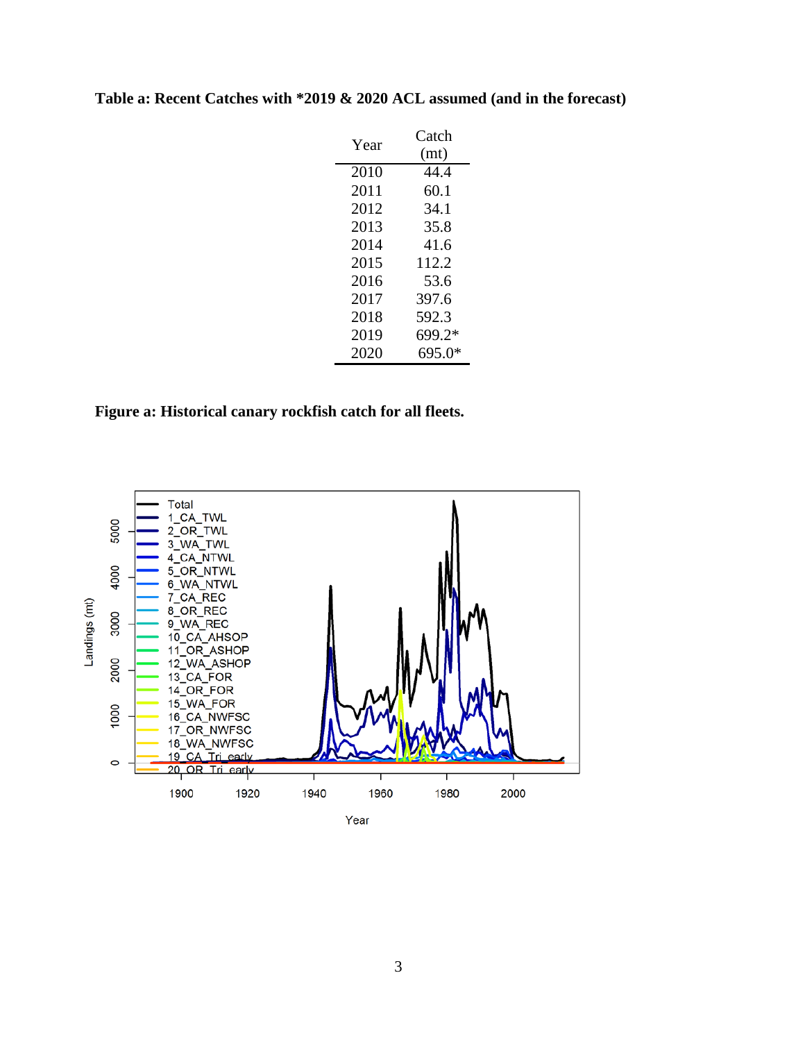**Table a: Recent Catches with *2019 & 2020 ACL assumed (and in the forecast)**

| Year | Catch (mt) |
|---|---|
| 2010 | 44.4 |
| 2011 | 60.1 |
| 2012 | 34.1 |
| 2013 | 35.8 |
| 2014 | 41.6 |
| 2015 | 112.2 |
| 2016 | 53.6 |
| 2017 | 397.6 |
| 2018 | 592.3 |
| 2019 | 699.2* |
| 2020 | 695.0* |

**Figure a: Historical canary rockfish catch for all fleets.**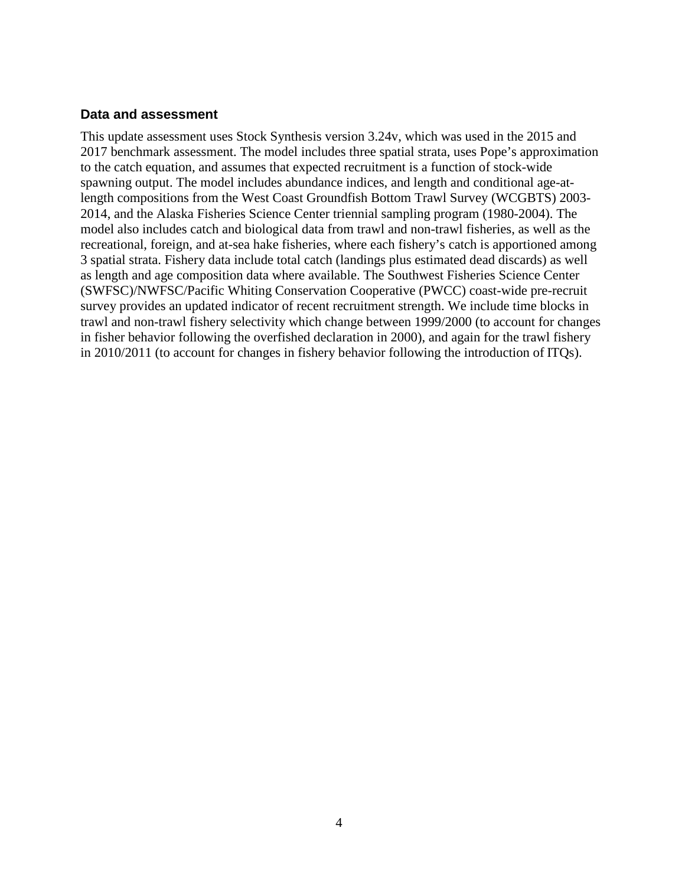### Data and assessment

This update assessment uses Stock Synthesis version 3.24v, which was used in the 2015 and 2017 benchmark assessment. The model includes three spatial strata, uses Pope's approximation to the catch equation, and assumes that expected recruitment is a function of stock-wide spawning output. The model includes abundance indices, and length and conditional age-at-length compositions from the West Coast Groundfish Bottom Trawl Survey (WCGBTS) 2003-2014, and the Alaska Fisheries Science Center triennial sampling program (1980-2004). The model also includes catch and biological data from trawl and non-trawl fisheries, as well as the recreational, foreign, and at-sea hake fisheries, where each fishery's catch is apportioned among 3 spatial strata. Fishery data include total catch (landings plus estimated dead discards) as well as length and age composition data where available. The Southwest Fisheries Science Center (SWFSC)/NWFSC/Pacific Whiting Conservation Cooperative (PWCC) coast-wide pre-recruit survey provides an updated indicator of recent recruitment strength. We include time blocks in trawl and non-trawl fishery selectivity which change between 1999/2000 (to account for changes in fisher behavior following the overfished declaration in 2000), and again for the trawl fishery in 2010/2011 (to account for changes in fishery behavior following the introduction of ITQs).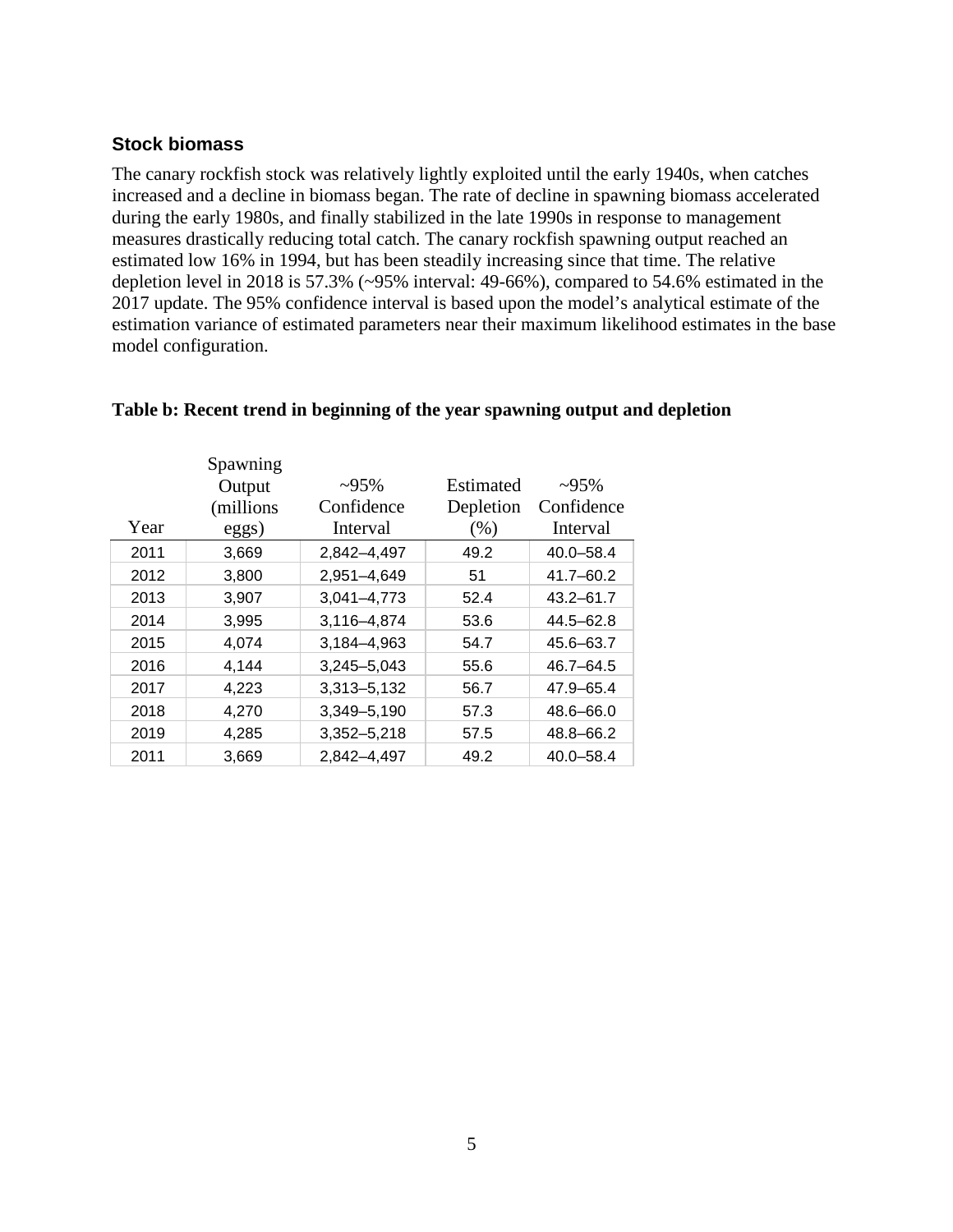### Stock biomass

The canary rockfish stock was relatively lightly exploited until the early 1940s, when catches increased and a decline in biomass began. The rate of decline in spawning biomass accelerated during the early 1980s, and finally stabilized in the late 1990s in response to management measures drastically reducing total catch. The canary rockfish spawning output reached an estimated low 16% in 1994, but has been steadily increasing since that time. The relative depletion level in 2018 is 57.3% (~95% interval: 49-66%), compared to 54.6% estimated in the 2017 update. The 95% confidence interval is based upon the model's analytical estimate of the estimation variance of estimated parameters near their maximum likelihood estimates in the base model configuration.

**Table b: Recent trend in beginning of the year spawning output and depletion**

| Year | Spawning Output (millions eggs) | ~95% Confidence Interval | Estimated Depletion (%) | ~95% Confidence Interval |
|---|---|---|---|---|
| 2011 | 3,669 | 2,842–4,497 | 49.2 | 40.0–58.4 |
| 2012 | 3,800 | 2,951–4,649 | 51 | 41.7–60.2 |
| 2013 | 3,907 | 3,041–4,773 | 52.4 | 43.2–61.7 |
| 2014 | 3,995 | 3,116–4,874 | 53.6 | 44.5–62.8 |
| 2015 | 4,074 | 3,184–4,963 | 54.7 | 45.6–63.7 |
| 2016 | 4,144 | 3,245–5,043 | 55.6 | 46.7–64.5 |
| 2017 | 4,223 | 3,313–5,132 | 56.7 | 47.9–65.4 |
| 2018 | 4,270 | 3,349–5,190 | 57.3 | 48.6–66.0 |
| 2019 | 4,285 | 3,352–5,218 | 57.5 | 48.8–66.2 |
| 2011 | 3,669 | 2,842–4,497 | 49.2 | 40.0–58.4 |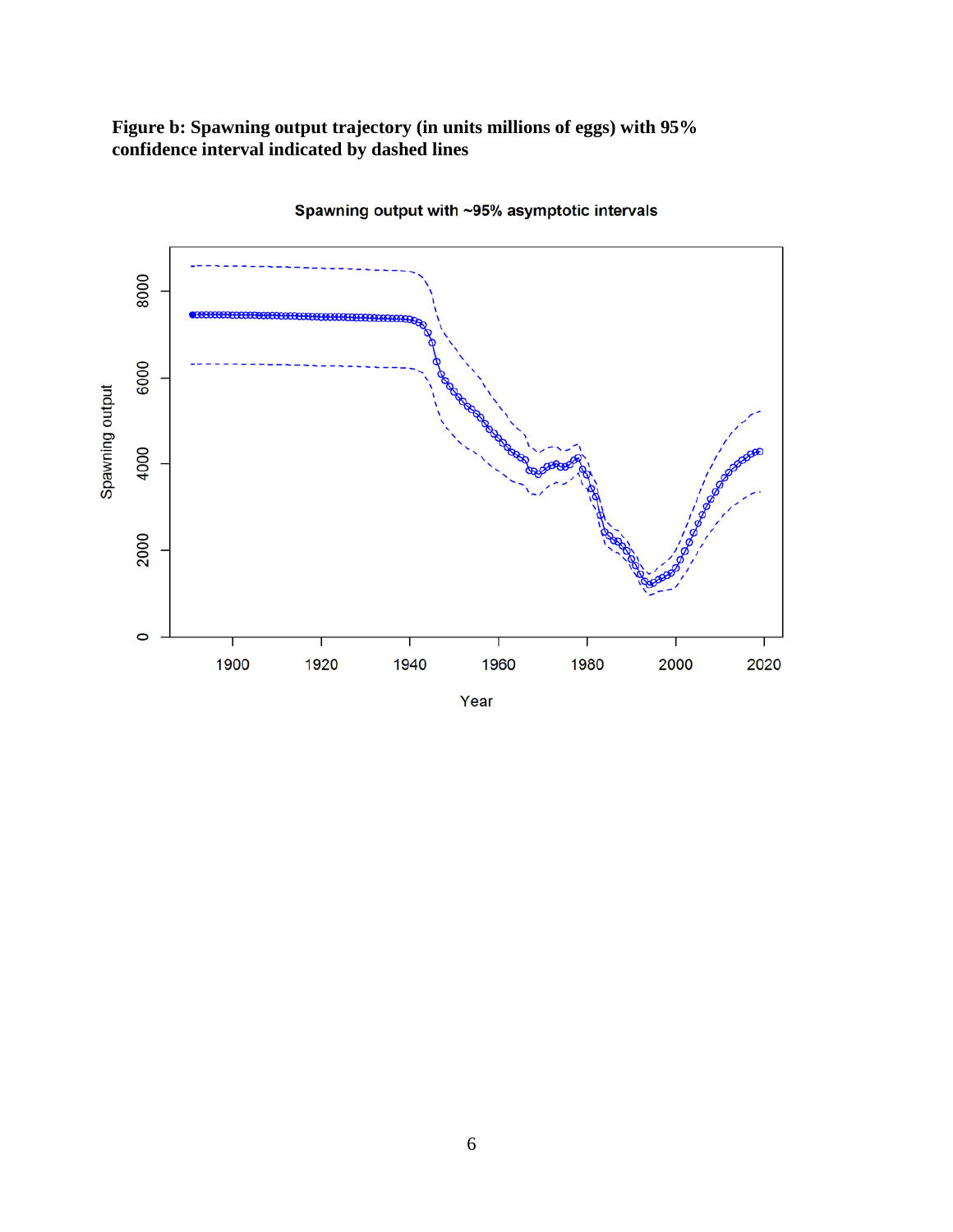**Figure b: Spawning output trajectory (in units millions of eggs) with 95% confidence interval indicated by dashed lines**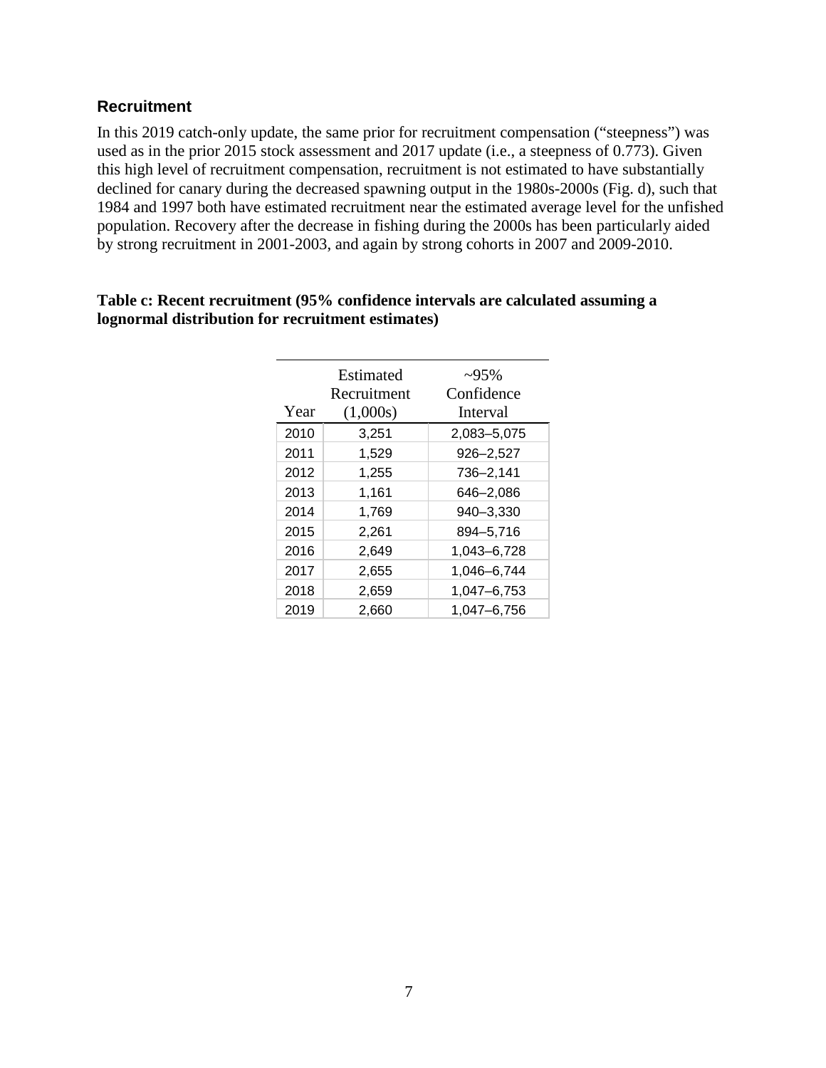## Recruitment

In this 2019 catch-only update, the same prior for recruitment compensation ("steepness") was used as in the prior 2015 stock assessment and 2017 update (i.e., a steepness of 0.773). Given this high level of recruitment compensation, recruitment is not estimated to have substantially declined for canary during the decreased spawning output in the 1980s-2000s (Fig. d), such that 1984 and 1997 both have estimated recruitment near the estimated average level for the unfished population. Recovery after the decrease in fishing during the 2000s has been particularly aided by strong recruitment in 2001-2003, and again by strong cohorts in 2007 and 2009-2010.

**Table c: Recent recruitment (95% confidence intervals are calculated assuming a lognormal distribution for recruitment estimates)**

| Year | Estimated Recruitment (1,000s) | ~95% Confidence Interval |
|---|---|---|
| 2010 | 3,251 | 2,083–5,075 |
| 2011 | 1,529 | 926–2,527 |
| 2012 | 1,255 | 736–2,141 |
| 2013 | 1,161 | 646–2,086 |
| 2014 | 1,769 | 940–3,330 |
| 2015 | 2,261 | 894–5,716 |
| 2016 | 2,649 | 1,043–6,728 |
| 2017 | 2,655 | 1,046–6,744 |
| 2018 | 2,659 | 1,047–6,753 |
| 2019 | 2,660 | 1,047–6,756 |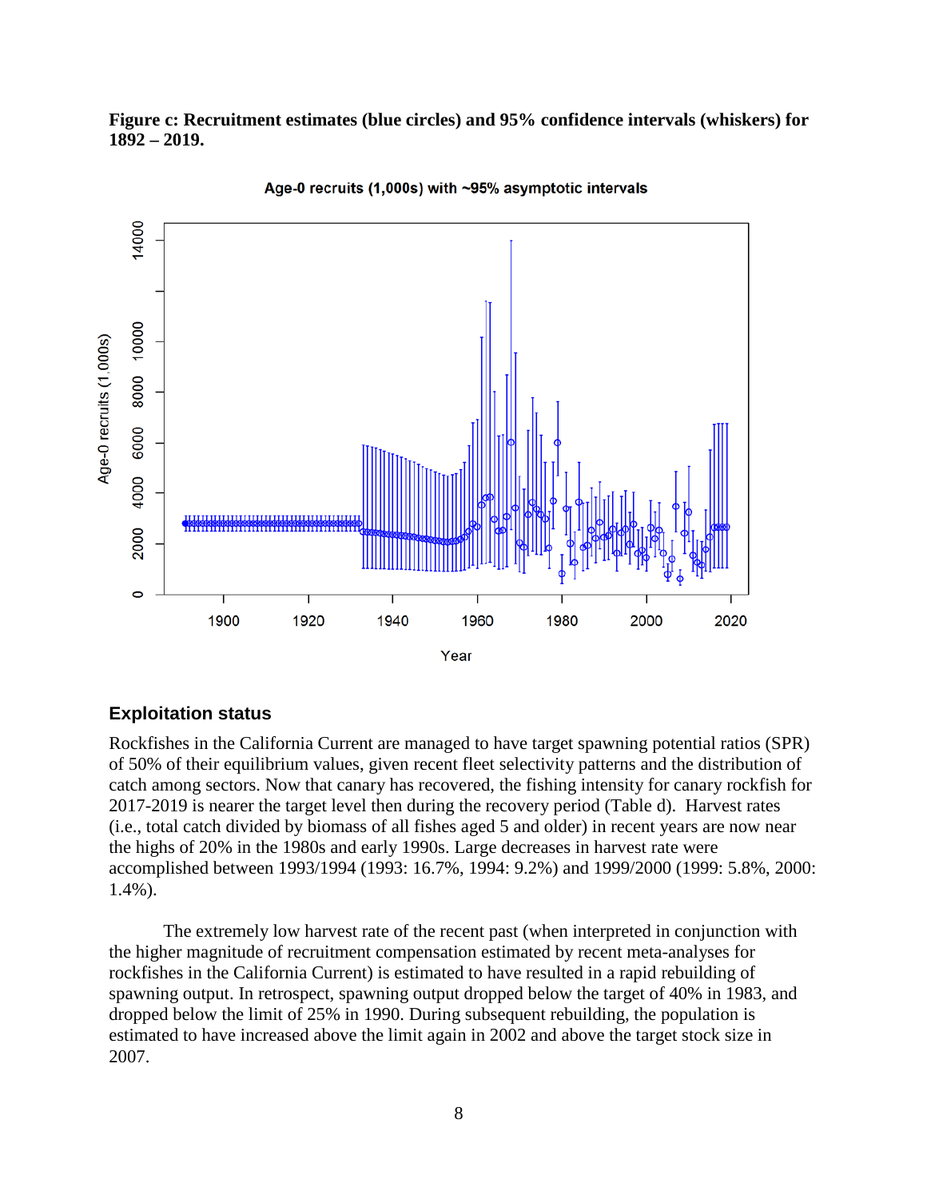**Figure c: Recruitment estimates (blue circles) and 95% confidence intervals (whiskers) for 1892 – 2019.**

## Exploitation status

Rockfishes in the California Current are managed to have target spawning potential ratios (SPR) of 50% of their equilibrium values, given recent fleet selectivity patterns and the distribution of catch among sectors. Now that canary has recovered, the fishing intensity for canary rockfish for 2017-2019 is nearer the target level then during the recovery period (Table d). Harvest rates (i.e., total catch divided by biomass of all fishes aged 5 and older) in recent years are now near the highs of 20% in the 1980s and early 1990s. Large decreases in harvest rate were accomplished between 1993/1994 (1993: 16.7%, 1994: 9.2%) and 1999/2000 (1999: 5.8%, 2000: 1.4%).

The extremely low harvest rate of the recent past (when interpreted in conjunction with the higher magnitude of recruitment compensation estimated by recent meta-analyses for rockfishes in the California Current) is estimated to have resulted in a rapid rebuilding of spawning output. In retrospect, spawning output dropped below the target of 40% in 1983, and dropped below the limit of 25% in 1990. During subsequent rebuilding, the population is estimated to have increased above the limit again in 2002 and above the target stock size in 2007.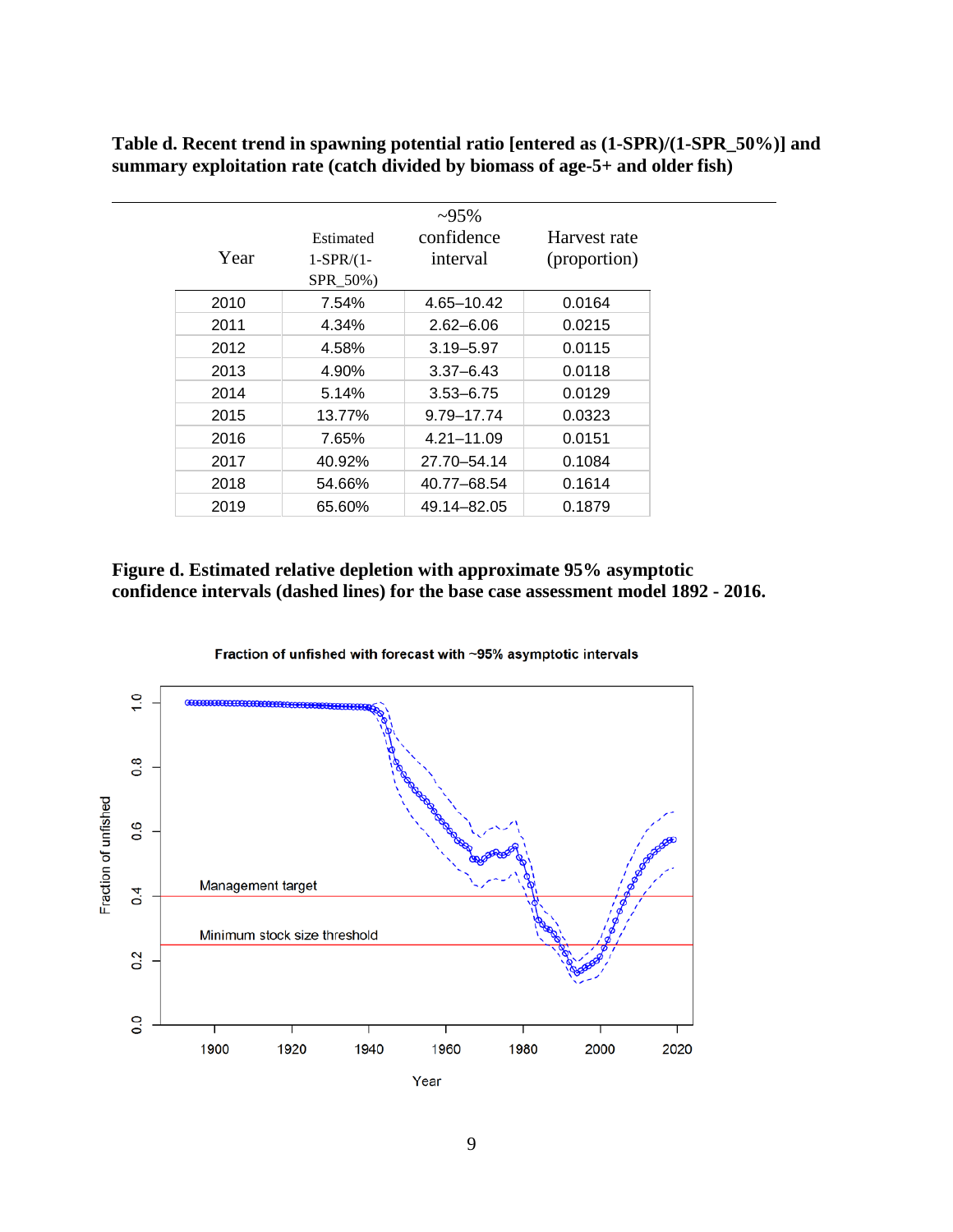**Table d. Recent trend in spawning potential ratio [entered as (1-SPR)/(1-SPR_50%)] and summary exploitation rate (catch divided by biomass of age-5+ and older fish)**

| Year | Estimated 1-SPR/(1-SPR_50%) | ~95% confidence interval | Harvest rate (proportion) |
|---|---|---|---|
| 2010 | 7.54% | 4.65–10.42 | 0.0164 |
| 2011 | 4.34% | 2.62–6.06 | 0.0215 |
| 2012 | 4.58% | 3.19–5.97 | 0.0115 |
| 2013 | 4.90% | 3.37–6.43 | 0.0118 |
| 2014 | 5.14% | 3.53–6.75 | 0.0129 |
| 2015 | 13.77% | 9.79–17.74 | 0.0323 |
| 2016 | 7.65% | 4.21–11.09 | 0.0151 |
| 2017 | 40.92% | 27.70–54.14 | 0.1084 |
| 2018 | 54.66% | 40.77–68.54 | 0.1614 |
| 2019 | 65.60% | 49.14–82.05 | 0.1879 |

**Figure d. Estimated relative depletion with approximate 95% asymptotic confidence intervals (dashed lines) for the base case assessment model 1892 - 2016.**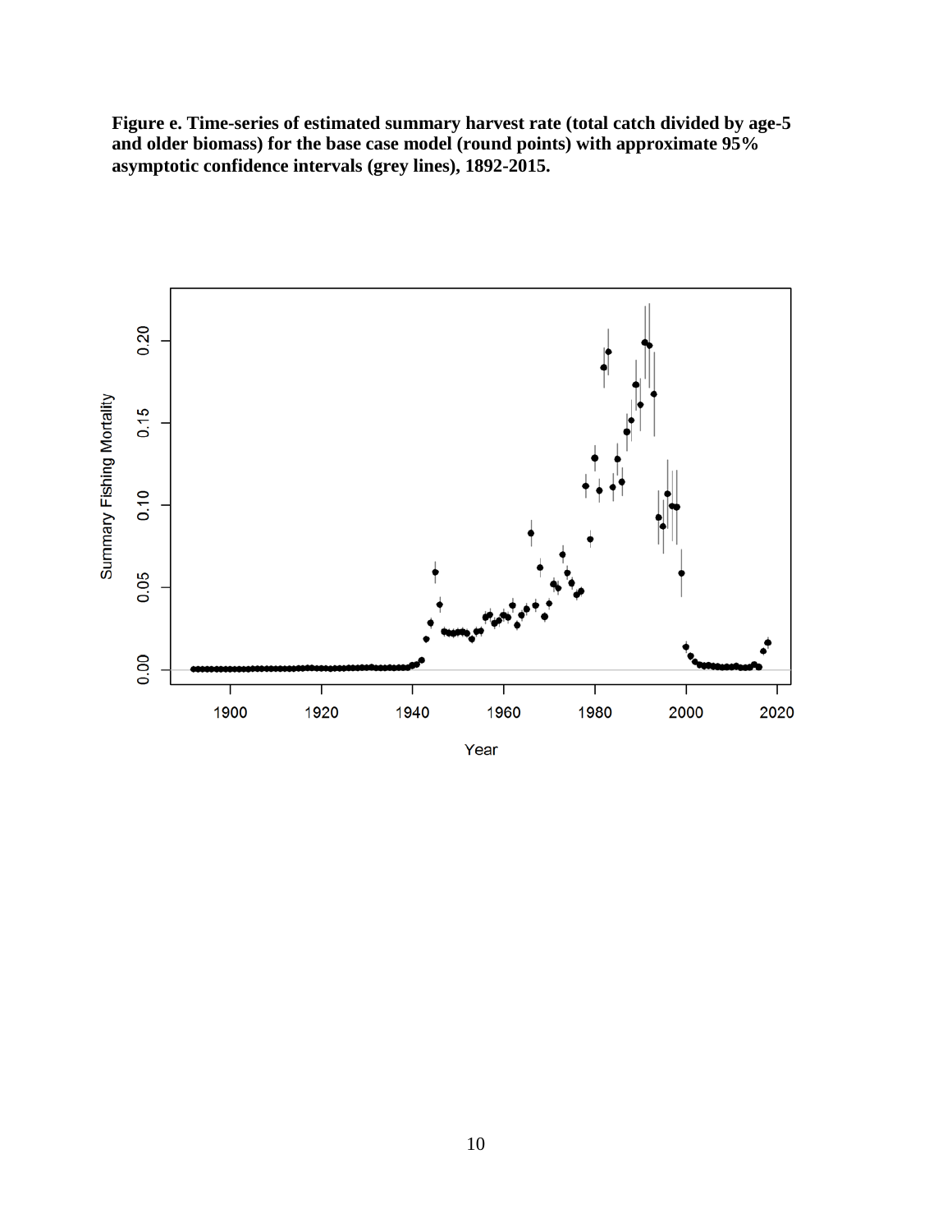**Figure e. Time-series of estimated summary harvest rate (total catch divided by age-5 and older biomass) for the base case model (round points) with approximate 95% asymptotic confidence intervals (grey lines), 1892-2015.**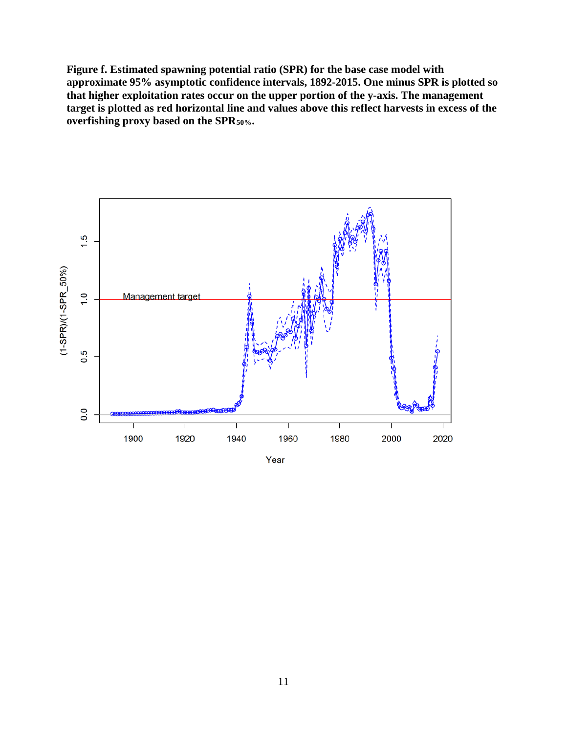**Figure f. Estimated spawning potential ratio (SPR) for the base case model with approximate 95% asymptotic confidence intervals, 1892-2015. One minus SPR is plotted so that higher exploitation rates occur on the upper portion of the y-axis. The management target is plotted as red horizontal line and values above this reflect harvests in excess of the overfishing proxy based on the $SPR_{50\%}$.**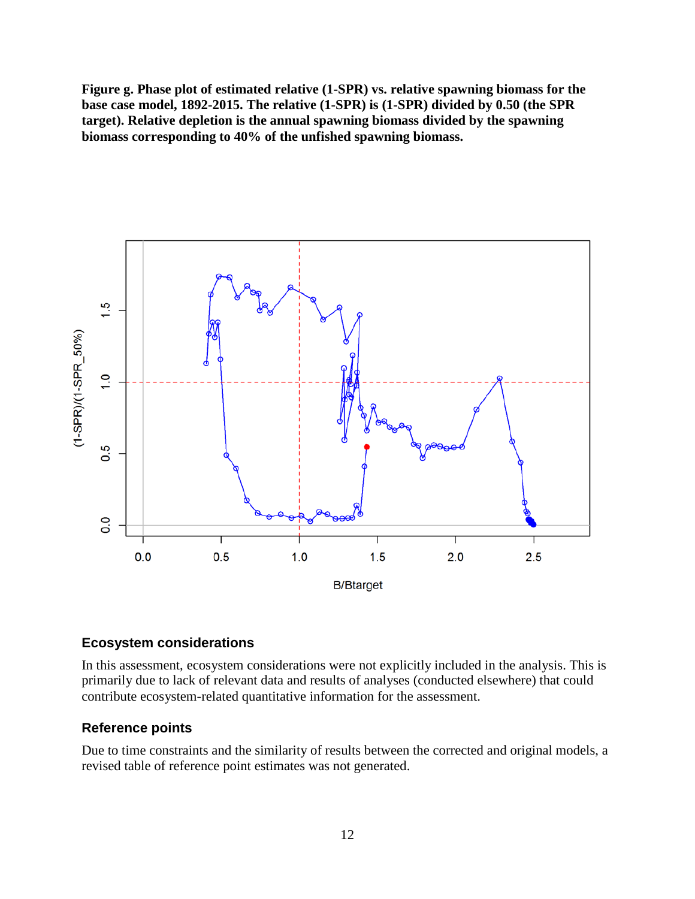**Figure g. Phase plot of estimated relative (1-SPR) vs. relative spawning biomass for the base case model, 1892-2015. The relative (1-SPR) is (1-SPR) divided by 0.50 (the SPR target). Relative depletion is the annual spawning biomass divided by the spawning biomass corresponding to 40% of the unfished spawning biomass.**

## Ecosystem considerations

In this assessment, ecosystem considerations were not explicitly included in the analysis. This is primarily due to lack of relevant data and results of analyses (conducted elsewhere) that could contribute ecosystem-related quantitative information for the assessment.

## Reference points

Due to time constraints and the similarity of results between the corrected and original models, a revised table of reference point estimates was not generated.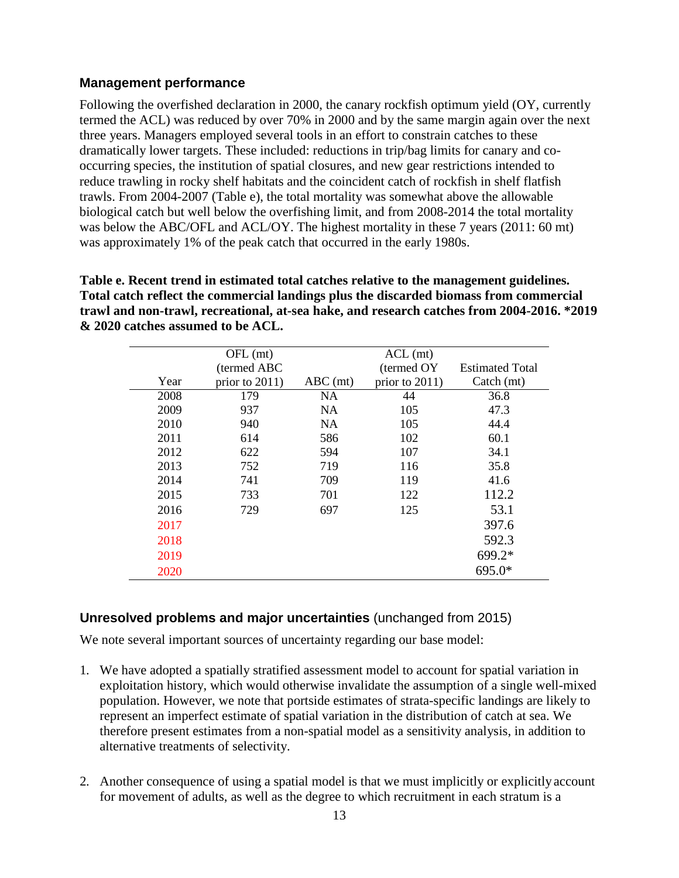### Management performance

Following the overfished declaration in 2000, the canary rockfish optimum yield (OY, currently termed the ACL) was reduced by over 70% in 2000 and by the same margin again over the next three years. Managers employed several tools in an effort to constrain catches to these dramatically lower targets. These included: reductions in trip/bag limits for canary and co-occurring species, the institution of spatial closures, and new gear restrictions intended to reduce trawling in rocky shelf habitats and the coincident catch of rockfish in shelf flatfish trawls. From 2004-2007 (Table e), the total mortality was somewhat above the allowable biological catch but well below the overfishing limit, and from 2008-2014 the total mortality was below the ABC/OFL and ACL/OY. The highest mortality in these 7 years (2011: 60 mt) was approximately 1% of the peak catch that occurred in the early 1980s.

**Table e. Recent trend in estimated total catches relative to the management guidelines. Total catch reflect the commercial landings plus the discarded biomass from commercial trawl and non-trawl, recreational, at-sea hake, and research catches from 2004-2016. *2019 & 2020 catches assumed to be ACL.**

| Year | OFL (mt) (termed ABC prior to 2011) | ABC (mt) | ACL (mt) (termed OY prior to 2011) | Estimated Total Catch (mt) |
|---|---|---|---|---|
| 2008 | 179 | NA | 44 | 36.8 |
| 2009 | 937 | NA | 105 | 47.3 |
| 2010 | 940 | NA | 105 | 44.4 |
| 2011 | 614 | 586 | 102 | 60.1 |
| 2012 | 622 | 594 | 107 | 34.1 |
| 2013 | 752 | 719 | 116 | 35.8 |
| 2014 | 741 | 709 | 119 | 41.6 |
| 2015 | 733 | 701 | 122 | 112.2 |
| 2016 | 729 | 697 | 125 | 53.1 |
| 2017 | | | | 397.6 |
| 2018 | | | | 592.3 |
| 2019 | | | | 699.2* |
| 2020 | | | | 695.0* |

### Unresolved problems and major uncertainties (unchanged from 2015)

We note several important sources of uncertainty regarding our base model:

1. We have adopted a spatially stratified assessment model to account for spatial variation in exploitation history, which would otherwise invalidate the assumption of a single well-mixed population. However, we note that portside estimates of strata-specific landings are likely to represent an imperfect estimate of spatial variation in the distribution of catch at sea. We therefore present estimates from a non-spatial model as a sensitivity analysis, in addition to alternative treatments of selectivity.

2. Another consequence of using a spatial model is that we must implicitly or explicitly account for movement of adults, as well as the degree to which recruitment in each stratum is a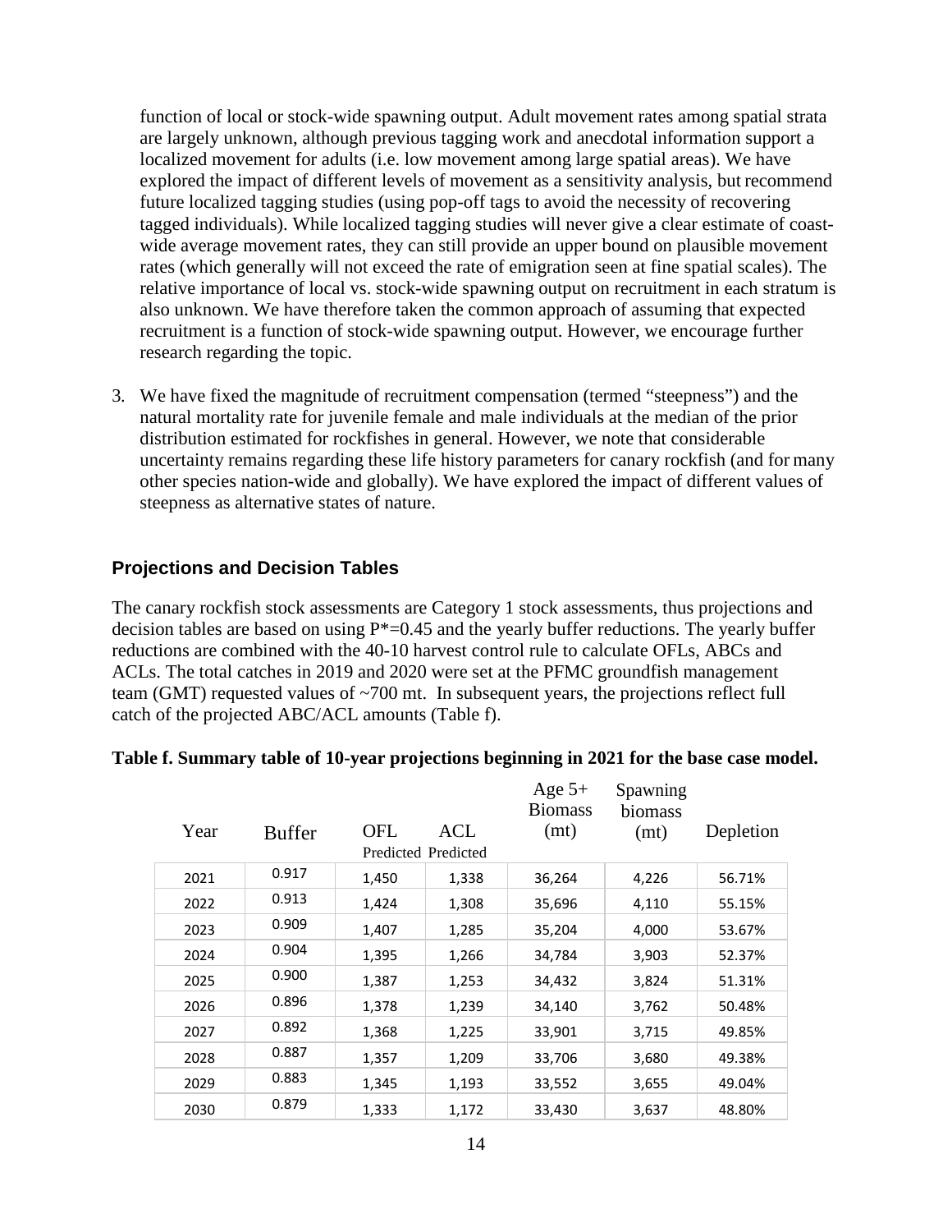function of local or stock-wide spawning output. Adult movement rates among spatial strata are largely unknown, although previous tagging work and anecdotal information support a localized movement for adults (i.e. low movement among large spatial areas). We have explored the impact of different levels of movement as a sensitivity analysis, but recommend future localized tagging studies (using pop-off tags to avoid the necessity of recovering tagged individuals). While localized tagging studies will never give a clear estimate of coast-wide average movement rates, they can still provide an upper bound on plausible movement rates (which generally will not exceed the rate of emigration seen at fine spatial scales). The relative importance of local vs. stock-wide spawning output on recruitment in each stratum is also unknown. We have therefore taken the common approach of assuming that expected recruitment is a function of stock-wide spawning output. However, we encourage further research regarding the topic.

3. We have fixed the magnitude of recruitment compensation (termed "steepness") and the natural mortality rate for juvenile female and male individuals at the median of the prior distribution estimated for rockfishes in general. However, we note that considerable uncertainty remains regarding these life history parameters for canary rockfish (and for many other species nation-wide and globally). We have explored the impact of different values of steepness as alternative states of nature.

### Projections and Decision Tables

The canary rockfish stock assessments are Category 1 stock assessments, thus projections and decision tables are based on using P*=0.45 and the yearly buffer reductions. The yearly buffer reductions are combined with the 40-10 harvest control rule to calculate OFLs, ABCs and ACLs. The total catches in 2019 and 2020 were set at the PFMC groundfish management team (GMT) requested values of ~700 mt. In subsequent years, the projections reflect full catch of the projected ABC/ACL amounts (Table f).

**Table f. Summary table of 10-year projections beginning in 2021 for the base case model.**

| Year | Buffer | OFL Predicted | ACL Predicted | Age 5+ Biomass (mt) | Spawning biomass (mt) | Depletion |
|---|---|---|---|---|---|---|
| 2021 | 0.917 | 1,450 | 1,338 | 36,264 | 4,226 | 56.71% |
| 2022 | 0.913 | 1,424 | 1,308 | 35,696 | 4,110 | 55.15% |
| 2023 | 0.909 | 1,407 | 1,285 | 35,204 | 4,000 | 53.67% |
| 2024 | 0.904 | 1,395 | 1,266 | 34,784 | 3,903 | 52.37% |
| 2025 | 0.900 | 1,387 | 1,253 | 34,432 | 3,824 | 51.31% |
| 2026 | 0.896 | 1,378 | 1,239 | 34,140 | 3,762 | 50.48% |
| 2027 | 0.892 | 1,368 | 1,225 | 33,901 | 3,715 | 49.85% |
| 2028 | 0.887 | 1,357 | 1,209 | 33,706 | 3,680 | 49.38% |
| 2029 | 0.883 | 1,345 | 1,193 | 33,552 | 3,655 | 49.04% |
| 2030 | 0.879 | 1,333 | 1,172 | 33,430 | 3,637 | 48.80% |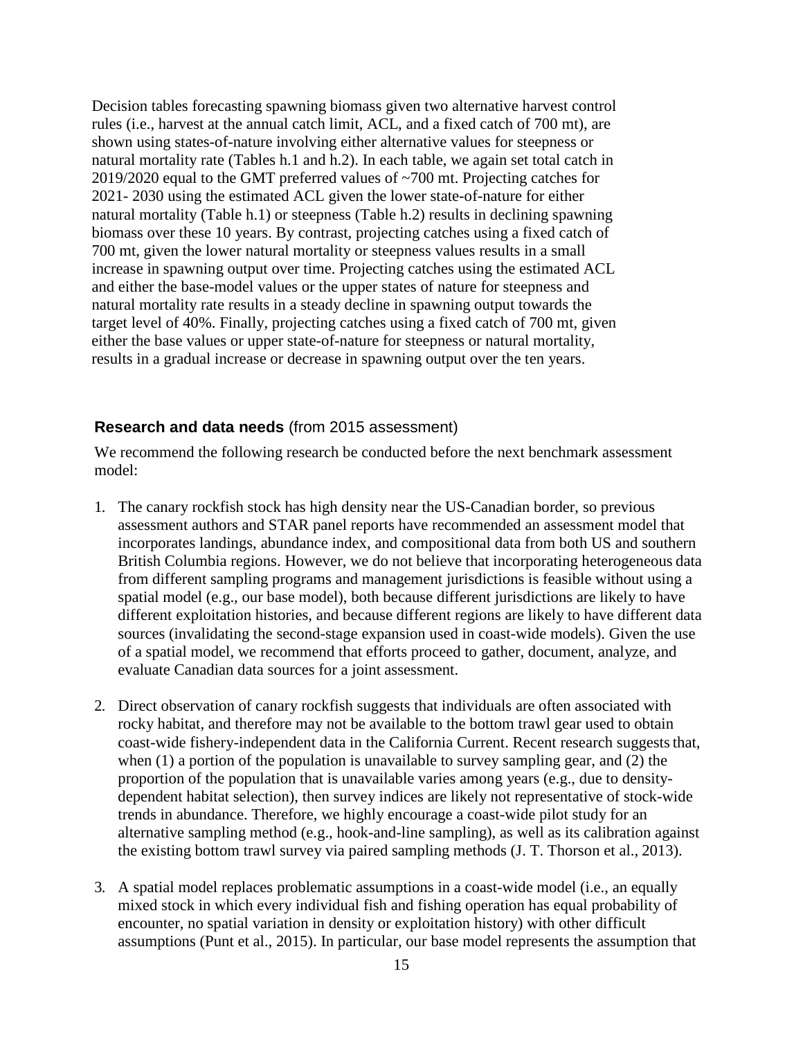Decision tables forecasting spawning biomass given two alternative harvest control rules (i.e., harvest at the annual catch limit, ACL, and a fixed catch of 700 mt), are shown using states-of-nature involving either alternative values for steepness or natural mortality rate (Tables h.1 and h.2). In each table, we again set total catch in 2019/2020 equal to the GMT preferred values of ~700 mt. Projecting catches for 2021- 2030 using the estimated ACL given the lower state-of-nature for either natural mortality (Table h.1) or steepness (Table h.2) results in declining spawning biomass over these 10 years. By contrast, projecting catches using a fixed catch of 700 mt, given the lower natural mortality or steepness values results in a small increase in spawning output over time. Projecting catches using the estimated ACL and either the base-model values or the upper states of nature for steepness and natural mortality rate results in a steady decline in spawning output towards the target level of 40%. Finally, projecting catches using a fixed catch of 700 mt, given either the base values or upper state-of-nature for steepness or natural mortality, results in a gradual increase or decrease in spawning output over the ten years.

## **Research and data needs** (from 2015 assessment)

We recommend the following research be conducted before the next benchmark assessment model:

1. The canary rockfish stock has high density near the US-Canadian border, so previous assessment authors and STAR panel reports have recommended an assessment model that incorporates landings, abundance index, and compositional data from both US and southern British Columbia regions. However, we do not believe that incorporating heterogeneous data from different sampling programs and management jurisdictions is feasible without using a spatial model (e.g., our base model), both because different jurisdictions are likely to have different exploitation histories, and because different regions are likely to have different data sources (invalidating the second-stage expansion used in coast-wide models). Given the use of a spatial model, we recommend that efforts proceed to gather, document, analyze, and evaluate Canadian data sources for a joint assessment.

2. Direct observation of canary rockfish suggests that individuals are often associated with rocky habitat, and therefore may not be available to the bottom trawl gear used to obtain coast-wide fishery-independent data in the California Current. Recent research suggests that, when (1) a portion of the population is unavailable to survey sampling gear, and (2) the proportion of the population that is unavailable varies among years (e.g., due to density-dependent habitat selection), then survey indices are likely not representative of stock-wide trends in abundance. Therefore, we highly encourage a coast-wide pilot study for an alternative sampling method (e.g., hook-and-line sampling), as well as its calibration against the existing bottom trawl survey via paired sampling methods (J. T. Thorson et al., 2013).

3. A spatial model replaces problematic assumptions in a coast-wide model (i.e., an equally mixed stock in which every individual fish and fishing operation has equal probability of encounter, no spatial variation in density or exploitation history) with other difficult assumptions (Punt et al., 2015). In particular, our base model represents the assumption that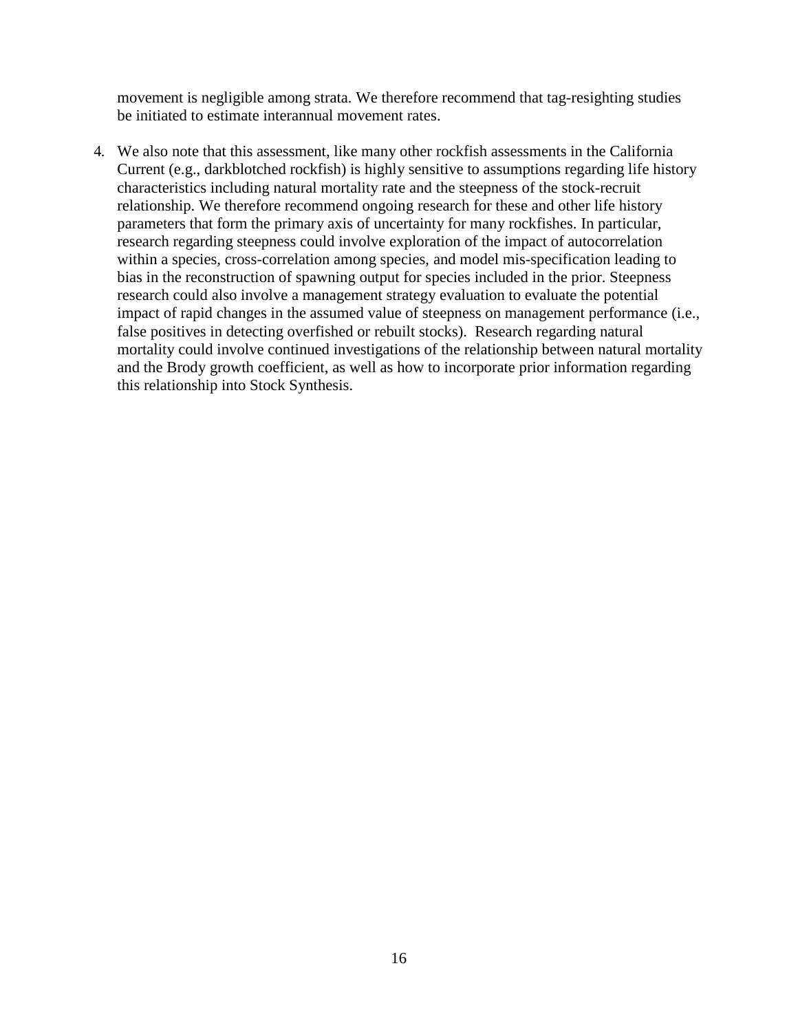movement is negligible among strata. We therefore recommend that tag-resighting studies be initiated to estimate interannual movement rates.

4. We also note that this assessment, like many other rockfish assessments in the California Current (e.g., darkblotched rockfish) is highly sensitive to assumptions regarding life history characteristics including natural mortality rate and the steepness of the stock-recruit relationship. We therefore recommend ongoing research for these and other life history parameters that form the primary axis of uncertainty for many rockfishes. In particular, research regarding steepness could involve exploration of the impact of autocorrelation within a species, cross-correlation among species, and model mis-specification leading to bias in the reconstruction of spawning output for species included in the prior. Steepness research could also involve a management strategy evaluation to evaluate the potential impact of rapid changes in the assumed value of steepness on management performance (i.e., false positives in detecting overfished or rebuilt stocks). Research regarding natural mortality could involve continued investigations of the relationship between natural mortality and the Brody growth coefficient, as well as how to incorporate prior information regarding this relationship into Stock Synthesis.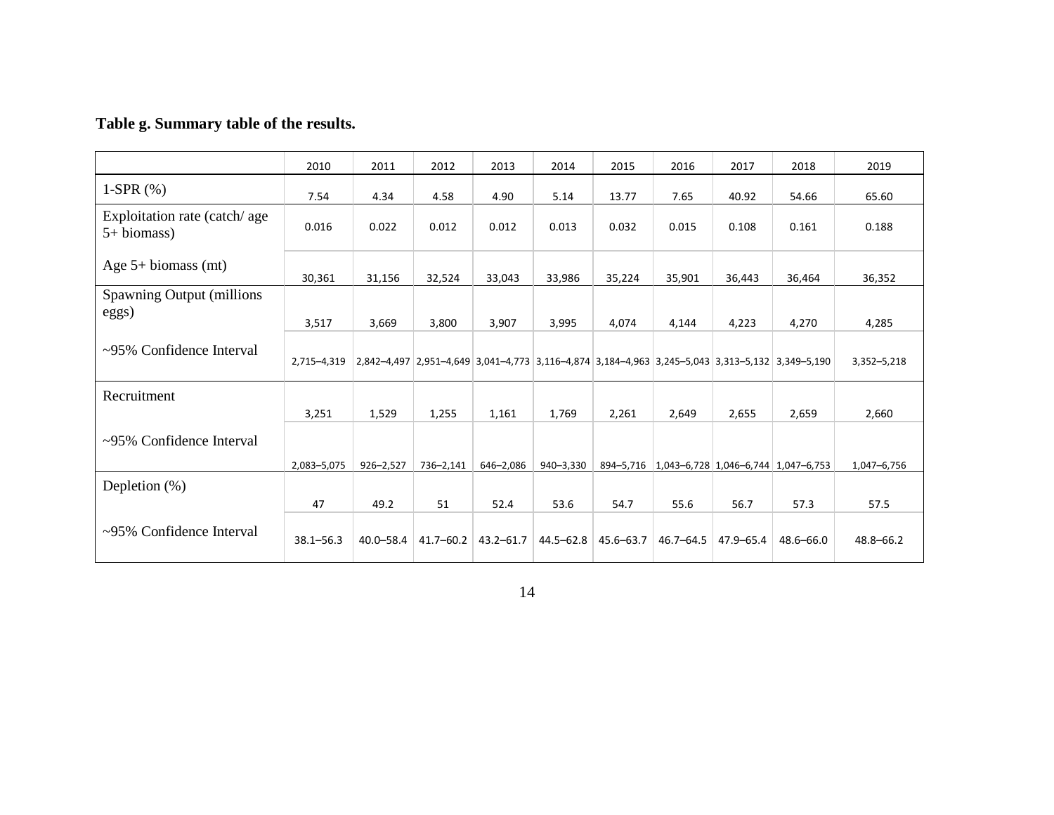**Table g. Summary table of the results.**

| | 2010 | 2011 | 2012 | 2013 | 2014 | 2015 | 2016 | 2017 | 2018 | 2019 |
|---|---|---|---|---|---|---|---|---|---|---|
| 1-SPR (%) | 7.54 | 4.34 | 4.58 | 4.90 | 5.14 | 13.77 | 7.65 | 40.92 | 54.66 | 65.60 |
| Exploitation rate (catch/ age 5+ biomass) | 0.016 | 0.022 | 0.012 | 0.012 | 0.013 | 0.032 | 0.015 | 0.108 | 0.161 | 0.188 |
| Age 5+ biomass (mt) | 30,361 | 31,156 | 32,524 | 33,043 | 33,986 | 35,224 | 35,901 | 36,443 | 36,464 | 36,352 |
| Spawning Output (millions eggs) | 3,517 | 3,669 | 3,800 | 3,907 | 3,995 | 4,074 | 4,144 | 4,223 | 4,270 | 4,285 |
| ~95% Confidence Interval | 2,715–4,319 | 2,842–4,497 | 2,951–4,649 | 3,041–4,773 | 3,116–4,874 | 3,184–4,963 | 3,245–5,043 | 3,313–5,132 | 3,349–5,190 | 3,352–5,218 |
| Recruitment | 3,251 | 1,529 | 1,255 | 1,161 | 1,769 | 2,261 | 2,649 | 2,655 | 2,659 | 2,660 |
| ~95% Confidence Interval | 2,083–5,075 | 926–2,527 | 736–2,141 | 646–2,086 | 940–3,330 | 894–5,716 | 1,043–6,728 | 1,046–6,744 | 1,047–6,753 | 1,047–6,756 |
| Depletion (%) | 47 | 49.2 | 51 | 52.4 | 53.6 | 54.7 | 55.6 | 56.7 | 57.3 | 57.5 |
| ~95% Confidence Interval | 38.1–56.3 | 40.0–58.4 | 41.7–60.2 | 43.2–61.7 | 44.5–62.8 | 45.6–63.7 | 46.7–64.5 | 47.9–65.4 | 48.6–66.0 | 48.8–66.2 |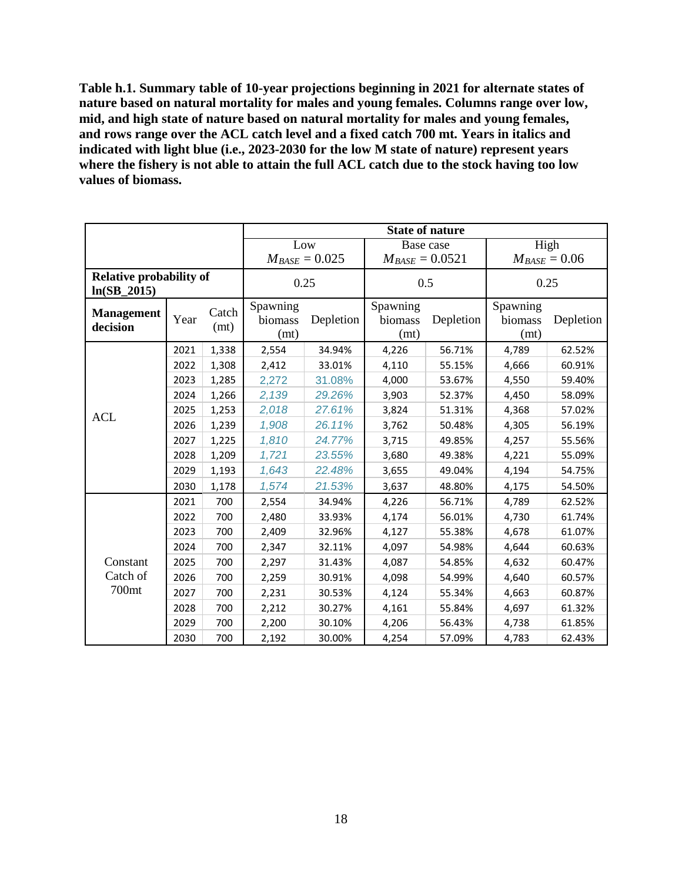**Table h.1. Summary table of 10-year projections beginning in 2021 for alternate states of nature based on natural mortality for males and young females. Columns range over low, mid, and high state of nature based on natural mortality for males and young females, and rows range over the ACL catch level and a fixed catch 700 mt. Years in italics and indicated with light blue (i.e., 2023-2030 for the low M state of nature) represent years where the fishery is not able to attain the full ACL catch due to the stock having too low values of biomass.**

| | | | State of nature | | | | | |
|---|---|---|---|---|---|---|---|---|
| | | | Low $M_{BASE} = 0.025$ | | Base case $M_{BASE} = 0.0521$ | | High $M_{BASE} = 0.06$ | |
| **Relative probability of ln(SB_2015)** | | | 0.25 | | 0.5 | | 0.25 | |
| **Management decision** | Year | Catch (mt) | Spawning biomass (mt) | Depletion | Spawning biomass (mt) | Depletion | Spawning biomass (mt) | Depletion |
| ACL | 2021 | 1,338 | 2,554 | 34.94% | 4,226 | 56.71% | 4,789 | 62.52% |
| | 2022 | 1,308 | 2,412 | 33.01% | 4,110 | 55.15% | 4,666 | 60.91% |
| | 2023 | 1,285 | *2,272* | *31.08%* | 4,000 | 53.67% | 4,550 | 59.40% |
| | 2024 | 1,266 | *2,139* | *29.26%* | 3,903 | 52.37% | 4,450 | 58.09% |
| | 2025 | 1,253 | *2,018* | *27.61%* | 3,824 | 51.31% | 4,368 | 57.02% |
| | 2026 | 1,239 | *1,908* | *26.11%* | 3,762 | 50.48% | 4,305 | 56.19% |
| | 2027 | 1,225 | *1,810* | *24.77%* | 3,715 | 49.85% | 4,257 | 55.56% |
| | 2028 | 1,209 | *1,721* | *23.55%* | 3,680 | 49.38% | 4,221 | 55.09% |
| | 2029 | 1,193 | *1,643* | *22.48%* | 3,655 | 49.04% | 4,194 | 54.75% |
| | 2030 | 1,178 | *1,574* | *21.53%* | 3,637 | 48.80% | 4,175 | 54.50% |
| Constant Catch of 700mt | 2021 | 700 | 2,554 | 34.94% | 4,226 | 56.71% | 4,789 | 62.52% |
| | 2022 | 700 | 2,480 | 33.93% | 4,174 | 56.01% | 4,730 | 61.74% |
| | 2023 | 700 | 2,409 | 32.96% | 4,127 | 55.38% | 4,678 | 61.07% |
| | 2024 | 700 | 2,347 | 32.11% | 4,097 | 54.98% | 4,644 | 60.63% |
| | 2025 | 700 | 2,297 | 31.43% | 4,087 | 54.85% | 4,632 | 60.47% |
| | 2026 | 700 | 2,259 | 30.91% | 4,098 | 54.99% | 4,640 | 60.57% |
| | 2027 | 700 | 2,231 | 30.53% | 4,124 | 55.34% | 4,663 | 60.87% |
| | 2028 | 700 | 2,212 | 30.27% | 4,161 | 55.84% | 4,697 | 61.32% |
| | 2029 | 700 | 2,200 | 30.10% | 4,206 | 56.43% | 4,738 | 61.85% |
| | 2030 | 700 | 2,192 | 30.00% | 4,254 | 57.09% | 4,783 | 62.43% |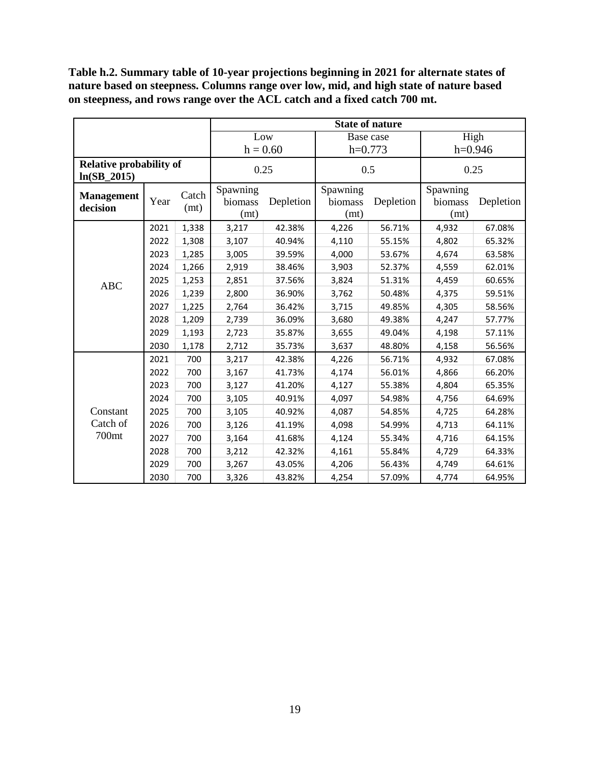**Table h.2. Summary table of 10-year projections beginning in 2021 for alternate states of nature based on steepness. Columns range over low, mid, and high state of nature based on steepness, and rows range over the ACL catch and a fixed catch 700 mt.**

| | | | State of nature | | | | | |
|---|---|---|---|---|---|---|---|---|
| | | | Low h = 0.60 | | Base case h=0.773 | | High h=0.946 | |
| **Relative probability of ln(SB_2015)** | | | 0.25 | | 0.5 | | 0.25 | |
| **Management decision** | Year | Catch (mt) | Spawning biomass (mt) | Depletion | Spawning biomass (mt) | Depletion | Spawning biomass (mt) | Depletion |
| ABC | 2021 | 1,338 | 3,217 | 42.38% | 4,226 | 56.71% | 4,932 | 67.08% |
| | 2022 | 1,308 | 3,107 | 40.94% | 4,110 | 55.15% | 4,802 | 65.32% |
| | 2023 | 1,285 | 3,005 | 39.59% | 4,000 | 53.67% | 4,674 | 63.58% |
| | 2024 | 1,266 | 2,919 | 38.46% | 3,903 | 52.37% | 4,559 | 62.01% |
| | 2025 | 1,253 | 2,851 | 37.56% | 3,824 | 51.31% | 4,459 | 60.65% |
| | 2026 | 1,239 | 2,800 | 36.90% | 3,762 | 50.48% | 4,375 | 59.51% |
| | 2027 | 1,225 | 2,764 | 36.42% | 3,715 | 49.85% | 4,305 | 58.56% |
| | 2028 | 1,209 | 2,739 | 36.09% | 3,680 | 49.38% | 4,247 | 57.77% |
| | 2029 | 1,193 | 2,723 | 35.87% | 3,655 | 49.04% | 4,198 | 57.11% |
| | 2030 | 1,178 | 2,712 | 35.73% | 3,637 | 48.80% | 4,158 | 56.56% |
| Constant Catch of 700mt | 2021 | 700 | 3,217 | 42.38% | 4,226 | 56.71% | 4,932 | 67.08% |
| | 2022 | 700 | 3,167 | 41.73% | 4,174 | 56.01% | 4,866 | 66.20% |
| | 2023 | 700 | 3,127 | 41.20% | 4,127 | 55.38% | 4,804 | 65.35% |
| | 2024 | 700 | 3,105 | 40.91% | 4,097 | 54.98% | 4,756 | 64.69% |
| | 2025 | 700 | 3,105 | 40.92% | 4,087 | 54.85% | 4,725 | 64.28% |
| | 2026 | 700 | 3,126 | 41.19% | 4,098 | 54.99% | 4,713 | 64.11% |
| | 2027 | 700 | 3,164 | 41.68% | 4,124 | 55.34% | 4,716 | 64.15% |
| | 2028 | 700 | 3,212 | 42.32% | 4,161 | 55.84% | 4,729 | 64.33% |
| | 2029 | 700 | 3,267 | 43.05% | 4,206 | 56.43% | 4,749 | 64.61% |
| | 2030 | 700 | 3,326 | 43.82% | 4,254 | 57.09% | 4,774 | 64.95% |